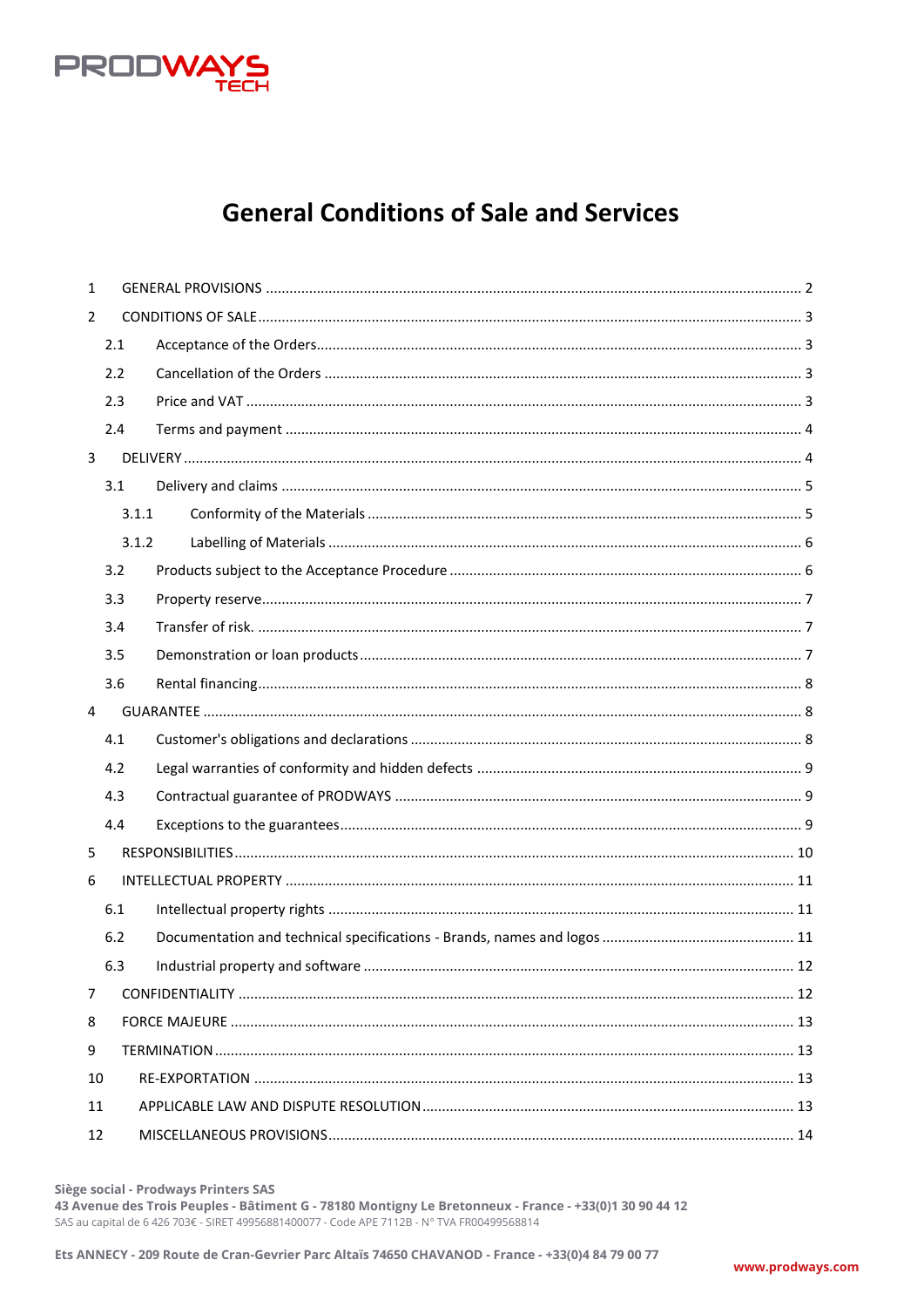PRODWAYS TECH

# General Conditions of Sale and Services

| | | |
|---|---|---|
| 1 | GENERAL PROVISIONS | 2 |
| 2 | CONDITIONS OF SALE | 3 |
| 2.1 | Acceptance of the Orders | 3 |
| 2.2 | Cancellation of the Orders | 3 |
| 2.3 | Price and VAT | 3 |
| 2.4 | Terms and payment | 4 |
| 3 | DELIVERY | 4 |
| 3.1 | Delivery and claims | 5 |
| 3.1.1 | Conformity of the Materials | 5 |
| 3.1.2 | Labelling of Materials | 6 |
| 3.2 | Products subject to the Acceptance Procedure | 6 |
| 3.3 | Property reserve | 7 |
| 3.4 | Transfer of risk. | 7 |
| 3.5 | Demonstration or loan products | 7 |
| 3.6 | Rental financing | 8 |
| 4 | GUARANTEE | 8 |
| 4.1 | Customer's obligations and declarations | 8 |
| 4.2 | Legal warranties of conformity and hidden defects | 9 |
| 4.3 | Contractual guarantee of PRODWAYS | 9 |
| 4.4 | Exceptions to the guarantees | 9 |
| 5 | RESPONSIBILITIES | 10 |
| 6 | INTELLECTUAL PROPERTY | 11 |
| 6.1 | Intellectual property rights | 11 |
| 6.2 | Documentation and technical specifications - Brands, names and logos | 11 |
| 6.3 | Industrial property and software | 12 |
| 7 | CONFIDENTIALITY | 12 |
| 8 | FORCE MAJEURE | 13 |
| 9 | TERMINATION | 13 |
| 10 | RE-EXPORTATION | 13 |
| 11 | APPLICABLE LAW AND DISPUTE RESOLUTION | 13 |
| 12 | MISCELLANEOUS PROVISIONS | 14 |

**Siège social - Prodways Printers SAS**
**43 Avenue des Trois Peuples - Bâtiment G - 78180 Montigny Le Bretonneux - France - +33(0)1 30 90 44 12**
SAS au capital de 6 426 703€ - SIRET 49956881400077 - Code APE 7112B - N° TVA FR00499568814

**Ets ANNECY - 209 Route de Cran-Gevrier Parc Altaïs 74650 CHAVANOD - France - +33(0)4 84 79 00 77**

**www.prodways.com**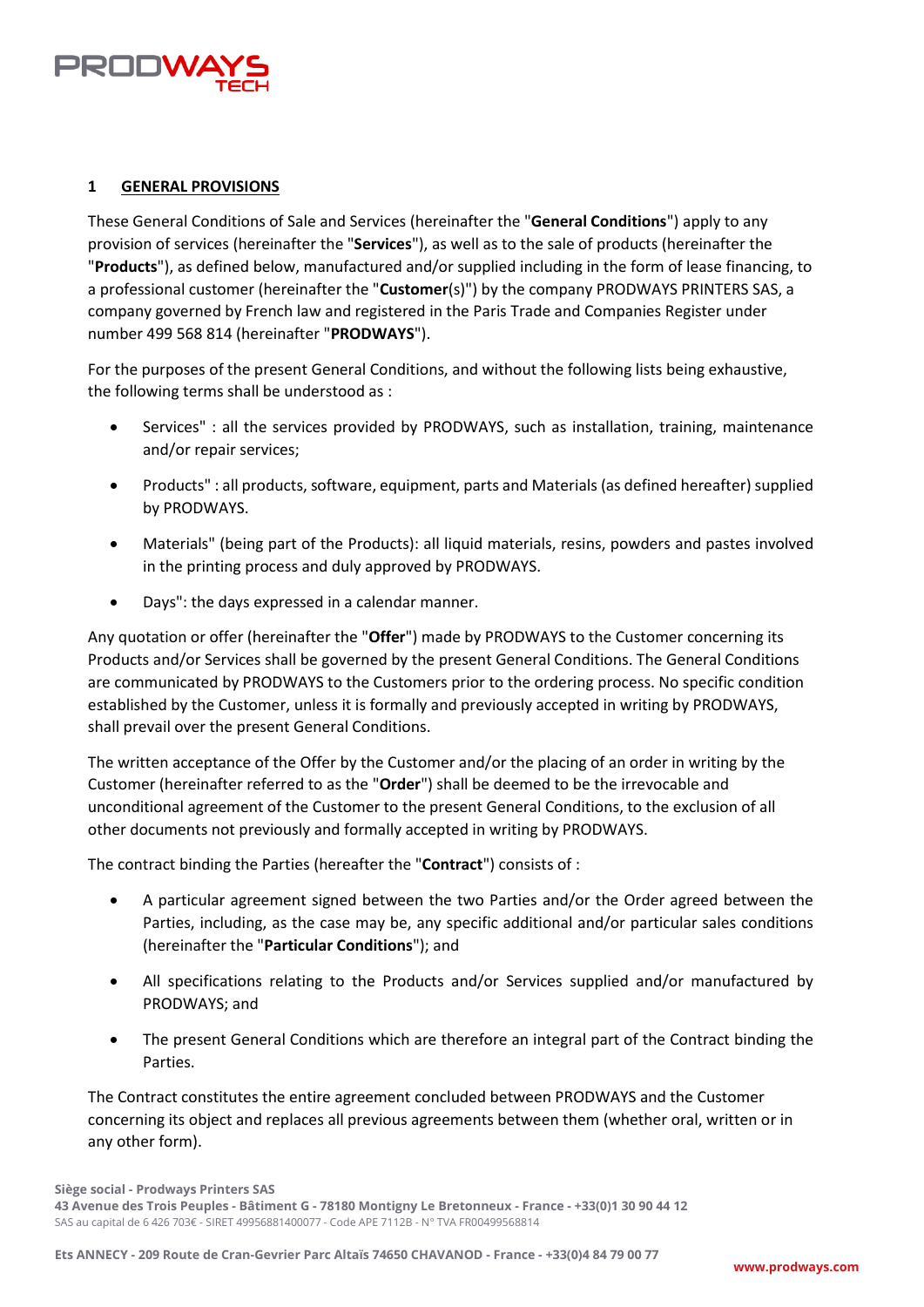## 1 GENERAL PROVISIONS

These General Conditions of Sale and Services (hereinafter the "**General Conditions**") apply to any provision of services (hereinafter the "**Services**"), as well as to the sale of products (hereinafter the "**Products**"), as defined below, manufactured and/or supplied including in the form of lease financing, to a professional customer (hereinafter the "**Customer**(s)") by the company PRODWAYS PRINTERS SAS, a company governed by French law and registered in the Paris Trade and Companies Register under number 499 568 814 (hereinafter "**PRODWAYS**").

For the purposes of the present General Conditions, and without the following lists being exhaustive, the following terms shall be understood as :

- Services" : all the services provided by PRODWAYS, such as installation, training, maintenance and/or repair services;
- Products" : all products, software, equipment, parts and Materials (as defined hereafter) supplied by PRODWAYS.
- Materials" (being part of the Products): all liquid materials, resins, powders and pastes involved in the printing process and duly approved by PRODWAYS.
- Days": the days expressed in a calendar manner.

Any quotation or offer (hereinafter the "**Offer**") made by PRODWAYS to the Customer concerning its Products and/or Services shall be governed by the present General Conditions. The General Conditions are communicated by PRODWAYS to the Customers prior to the ordering process. No specific condition established by the Customer, unless it is formally and previously accepted in writing by PRODWAYS, shall prevail over the present General Conditions.

The written acceptance of the Offer by the Customer and/or the placing of an order in writing by the Customer (hereinafter referred to as the "**Order**") shall be deemed to be the irrevocable and unconditional agreement of the Customer to the present General Conditions, to the exclusion of all other documents not previously and formally accepted in writing by PRODWAYS.

The contract binding the Parties (hereafter the "**Contract**") consists of :

- A particular agreement signed between the two Parties and/or the Order agreed between the Parties, including, as the case may be, any specific additional and/or particular sales conditions (hereinafter the "**Particular Conditions**"); and
- All specifications relating to the Products and/or Services supplied and/or manufactured by PRODWAYS; and
- The present General Conditions which are therefore an integral part of the Contract binding the Parties.

The Contract constitutes the entire agreement concluded between PRODWAYS and the Customer concerning its object and replaces all previous agreements between them (whether oral, written or in any other form).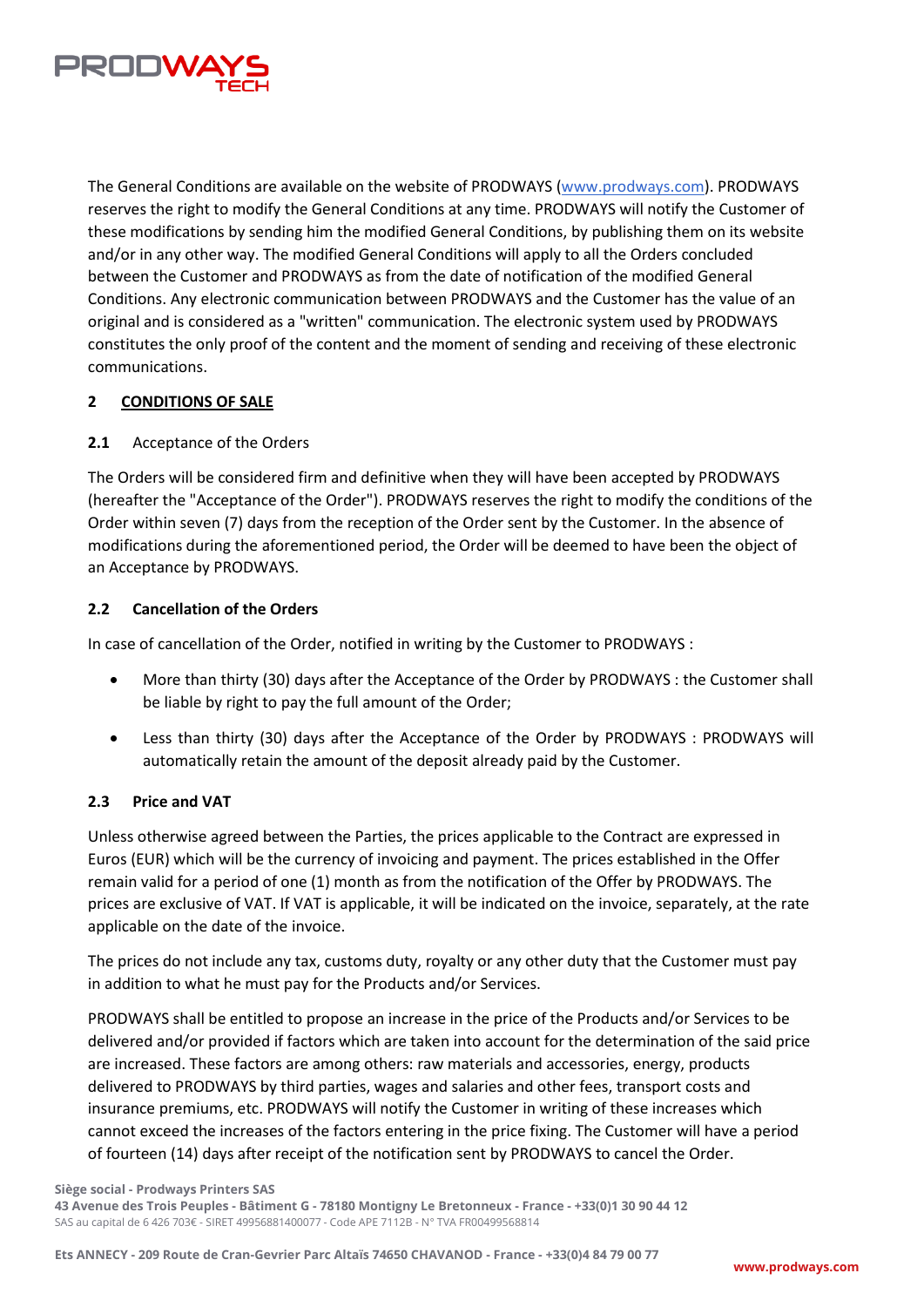The General Conditions are available on the website of PRODWAYS (www.prodways.com). PRODWAYS reserves the right to modify the General Conditions at any time. PRODWAYS will notify the Customer of these modifications by sending him the modified General Conditions, by publishing them on its website and/or in any other way. The modified General Conditions will apply to all the Orders concluded between the Customer and PRODWAYS as from the date of notification of the modified General Conditions. Any electronic communication between PRODWAYS and the Customer has the value of an original and is considered as a "written" communication. The electronic system used by PRODWAYS constitutes the only proof of the content and the moment of sending and receiving of these electronic communications.

## 2 CONDITIONS OF SALE

### 2.1 Acceptance of the Orders

The Orders will be considered firm and definitive when they will have been accepted by PRODWAYS (hereafter the "Acceptance of the Order"). PRODWAYS reserves the right to modify the conditions of the Order within seven (7) days from the reception of the Order sent by the Customer. In the absence of modifications during the aforementioned period, the Order will be deemed to have been the object of an Acceptance by PRODWAYS.

### 2.2 Cancellation of the Orders

In case of cancellation of the Order, notified in writing by the Customer to PRODWAYS :

- More than thirty (30) days after the Acceptance of the Order by PRODWAYS : the Customer shall be liable by right to pay the full amount of the Order;
- Less than thirty (30) days after the Acceptance of the Order by PRODWAYS : PRODWAYS will automatically retain the amount of the deposit already paid by the Customer.

### 2.3 Price and VAT

Unless otherwise agreed between the Parties, the prices applicable to the Contract are expressed in Euros (EUR) which will be the currency of invoicing and payment. The prices established in the Offer remain valid for a period of one (1) month as from the notification of the Offer by PRODWAYS. The prices are exclusive of VAT. If VAT is applicable, it will be indicated on the invoice, separately, at the rate applicable on the date of the invoice.

The prices do not include any tax, customs duty, royalty or any other duty that the Customer must pay in addition to what he must pay for the Products and/or Services.

PRODWAYS shall be entitled to propose an increase in the price of the Products and/or Services to be delivered and/or provided if factors which are taken into account for the determination of the said price are increased. These factors are among others: raw materials and accessories, energy, products delivered to PRODWAYS by third parties, wages and salaries and other fees, transport costs and insurance premiums, etc. PRODWAYS will notify the Customer in writing of these increases which cannot exceed the increases of the factors entering in the price fixing. The Customer will have a period of fourteen (14) days after receipt of the notification sent by PRODWAYS to cancel the Order.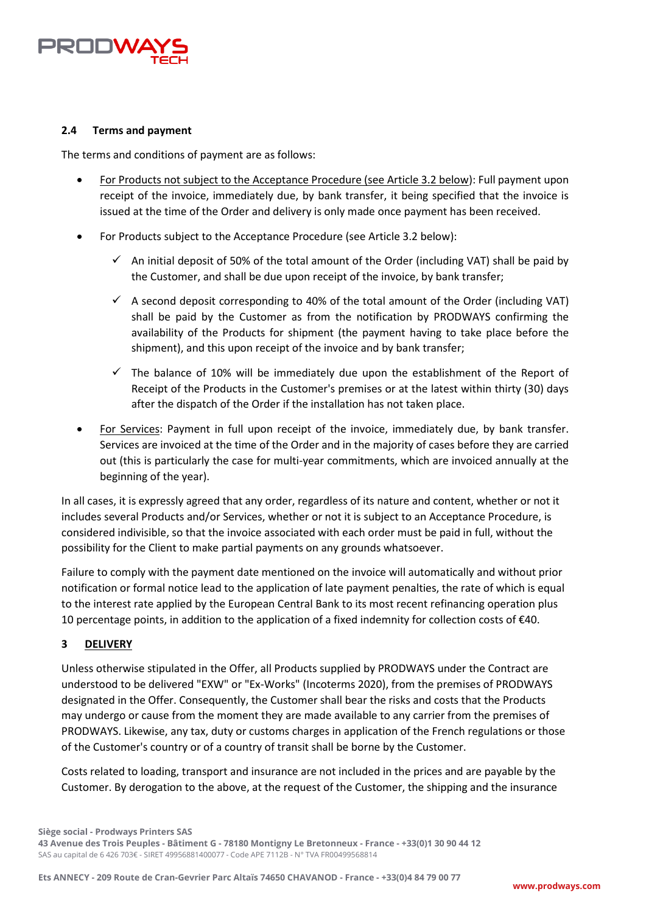### 2.4 Terms and payment

The terms and conditions of payment are as follows:

- For Products not subject to the Acceptance Procedure (see Article 3.2 below): Full payment upon receipt of the invoice, immediately due, by bank transfer, it being specified that the invoice is issued at the time of the Order and delivery is only made once payment has been received.
- For Products subject to the Acceptance Procedure (see Article 3.2 below):
  - ✓ An initial deposit of 50% of the total amount of the Order (including VAT) shall be paid by the Customer, and shall be due upon receipt of the invoice, by bank transfer;
  - ✓ A second deposit corresponding to 40% of the total amount of the Order (including VAT) shall be paid by the Customer as from the notification by PRODWAYS confirming the availability of the Products for shipment (the payment having to take place before the shipment), and this upon receipt of the invoice and by bank transfer;
  - ✓ The balance of 10% will be immediately due upon the establishment of the Report of Receipt of the Products in the Customer's premises or at the latest within thirty (30) days after the dispatch of the Order if the installation has not taken place.
- For Services: Payment in full upon receipt of the invoice, immediately due, by bank transfer. Services are invoiced at the time of the Order and in the majority of cases before they are carried out (this is particularly the case for multi-year commitments, which are invoiced annually at the beginning of the year).

In all cases, it is expressly agreed that any order, regardless of its nature and content, whether or not it includes several Products and/or Services, whether or not it is subject to an Acceptance Procedure, is considered indivisible, so that the invoice associated with each order must be paid in full, without the possibility for the Client to make partial payments on any grounds whatsoever.

Failure to comply with the payment date mentioned on the invoice will automatically and without prior notification or formal notice lead to the application of late payment penalties, the rate of which is equal to the interest rate applied by the European Central Bank to its most recent refinancing operation plus 10 percentage points, in addition to the application of a fixed indemnity for collection costs of €40.

## 3 DELIVERY

Unless otherwise stipulated in the Offer, all Products supplied by PRODWAYS under the Contract are understood to be delivered "EXW" or "Ex-Works" (Incoterms 2020), from the premises of PRODWAYS designated in the Offer. Consequently, the Customer shall bear the risks and costs that the Products may undergo or cause from the moment they are made available to any carrier from the premises of PRODWAYS. Likewise, any tax, duty or customs charges in application of the French regulations or those of the Customer's country or of a country of transit shall be borne by the Customer.

Costs related to loading, transport and insurance are not included in the prices and are payable by the Customer. By derogation to the above, at the request of the Customer, the shipping and the insurance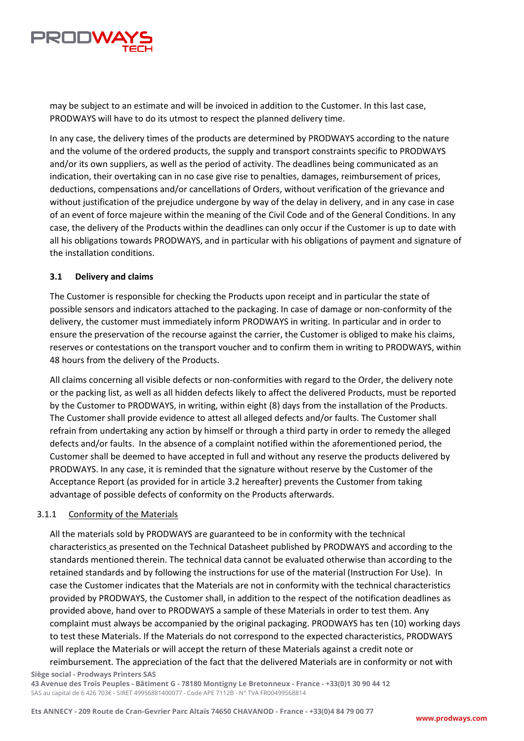may be subject to an estimate and will be invoiced in addition to the Customer. In this last case, PRODWAYS will have to do its utmost to respect the planned delivery time.

In any case, the delivery times of the products are determined by PRODWAYS according to the nature and the volume of the ordered products, the supply and transport constraints specific to PRODWAYS and/or its own suppliers, as well as the period of activity. The deadlines being communicated as an indication, their overtaking can in no case give rise to penalties, damages, reimbursement of prices, deductions, compensations and/or cancellations of Orders, without verification of the grievance and without justification of the prejudice undergone by way of the delay in delivery, and in any case in case of an event of force majeure within the meaning of the Civil Code and of the General Conditions. In any case, the delivery of the Products within the deadlines can only occur if the Customer is up to date with all his obligations towards PRODWAYS, and in particular with his obligations of payment and signature of the installation conditions.

### 3.1 Delivery and claims

The Customer is responsible for checking the Products upon receipt and in particular the state of possible sensors and indicators attached to the packaging. In case of damage or non-conformity of the delivery, the customer must immediately inform PRODWAYS in writing. In particular and in order to ensure the preservation of the recourse against the carrier, the Customer is obliged to make his claims, reserves or contestations on the transport voucher and to confirm them in writing to PRODWAYS, within 48 hours from the delivery of the Products.

All claims concerning all visible defects or non-conformities with regard to the Order, the delivery note or the packing list, as well as all hidden defects likely to affect the delivered Products, must be reported by the Customer to PRODWAYS, in writing, within eight (8) days from the installation of the Products. The Customer shall provide evidence to attest all alleged defects and/or faults. The Customer shall refrain from undertaking any action by himself or through a third party in order to remedy the alleged defects and/or faults. In the absence of a complaint notified within the aforementioned period, the Customer shall be deemed to have accepted in full and without any reserve the products delivered by PRODWAYS. In any case, it is reminded that the signature without reserve by the Customer of the Acceptance Report (as provided for in article 3.2 hereafter) prevents the Customer from taking advantage of possible defects of conformity on the Products afterwards.

#### 3.1.1 Conformity of the Materials

All the materials sold by PRODWAYS are guaranteed to be in conformity with the technical characteristics as presented on the Technical Datasheet published by PRODWAYS and according to the standards mentioned therein. The technical data cannot be evaluated otherwise than according to the retained standards and by following the instructions for use of the material (Instruction For Use). In case the Customer indicates that the Materials are not in conformity with the technical characteristics provided by PRODWAYS, the Customer shall, in addition to the respect of the notification deadlines as provided above, hand over to PRODWAYS a sample of these Materials in order to test them. Any complaint must always be accompanied by the original packaging. PRODWAYS has ten (10) working days to test these Materials. If the Materials do not correspond to the expected characteristics, PRODWAYS will replace the Materials or will accept the return of these Materials against a credit note or reimbursement. The appreciation of the fact that the delivered Materials are in conformity or not with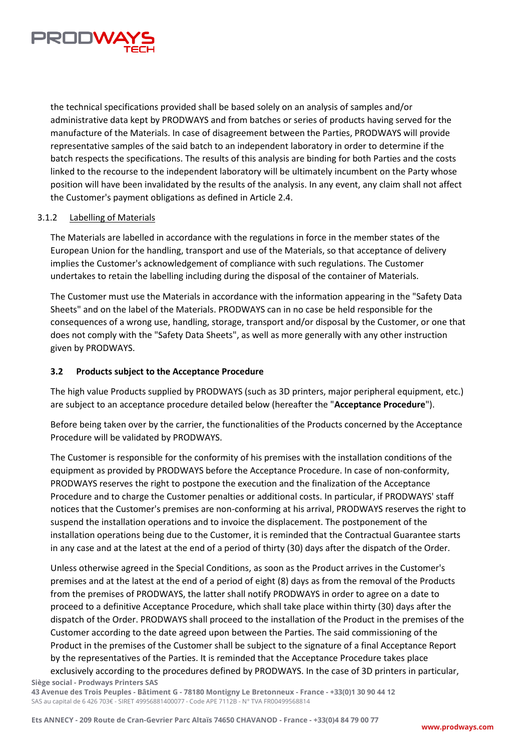the technical specifications provided shall be based solely on an analysis of samples and/or administrative data kept by PRODWAYS and from batches or series of products having served for the manufacture of the Materials. In case of disagreement between the Parties, PRODWAYS will provide representative samples of the said batch to an independent laboratory in order to determine if the batch respects the specifications. The results of this analysis are binding for both Parties and the costs linked to the recourse to the independent laboratory will be ultimately incumbent on the Party whose position will have been invalidated by the results of the analysis. In any event, any claim shall not affect the Customer's payment obligations as defined in Article 2.4.

#### 3.1.2 Labelling of Materials

The Materials are labelled in accordance with the regulations in force in the member states of the European Union for the handling, transport and use of the Materials, so that acceptance of delivery implies the Customer's acknowledgement of compliance with such regulations. The Customer undertakes to retain the labelling including during the disposal of the container of Materials.

The Customer must use the Materials in accordance with the information appearing in the "Safety Data Sheets" and on the label of the Materials. PRODWAYS can in no case be held responsible for the consequences of a wrong use, handling, storage, transport and/or disposal by the Customer, or one that does not comply with the "Safety Data Sheets", as well as more generally with any other instruction given by PRODWAYS.

### 3.2 Products subject to the Acceptance Procedure

The high value Products supplied by PRODWAYS (such as 3D printers, major peripheral equipment, etc.) are subject to an acceptance procedure detailed below (hereafter the "**Acceptance Procedure**").

Before being taken over by the carrier, the functionalities of the Products concerned by the Acceptance Procedure will be validated by PRODWAYS.

The Customer is responsible for the conformity of his premises with the installation conditions of the equipment as provided by PRODWAYS before the Acceptance Procedure. In case of non-conformity, PRODWAYS reserves the right to postpone the execution and the finalization of the Acceptance Procedure and to charge the Customer penalties or additional costs. In particular, if PRODWAYS' staff notices that the Customer's premises are non-conforming at his arrival, PRODWAYS reserves the right to suspend the installation operations and to invoice the displacement. The postponement of the installation operations being due to the Customer, it is reminded that the Contractual Guarantee starts in any case and at the latest at the end of a period of thirty (30) days after the dispatch of the Order.

Unless otherwise agreed in the Special Conditions, as soon as the Product arrives in the Customer's premises and at the latest at the end of a period of eight (8) days as from the removal of the Products from the premises of PRODWAYS, the latter shall notify PRODWAYS in order to agree on a date to proceed to a definitive Acceptance Procedure, which shall take place within thirty (30) days after the dispatch of the Order. PRODWAYS shall proceed to the installation of the Product in the premises of the Customer according to the date agreed upon between the Parties. The said commissioning of the Product in the premises of the Customer shall be subject to the signature of a final Acceptance Report by the representatives of the Parties. It is reminded that the Acceptance Procedure takes place exclusively according to the procedures defined by PRODWAYS. In the case of 3D printers in particular,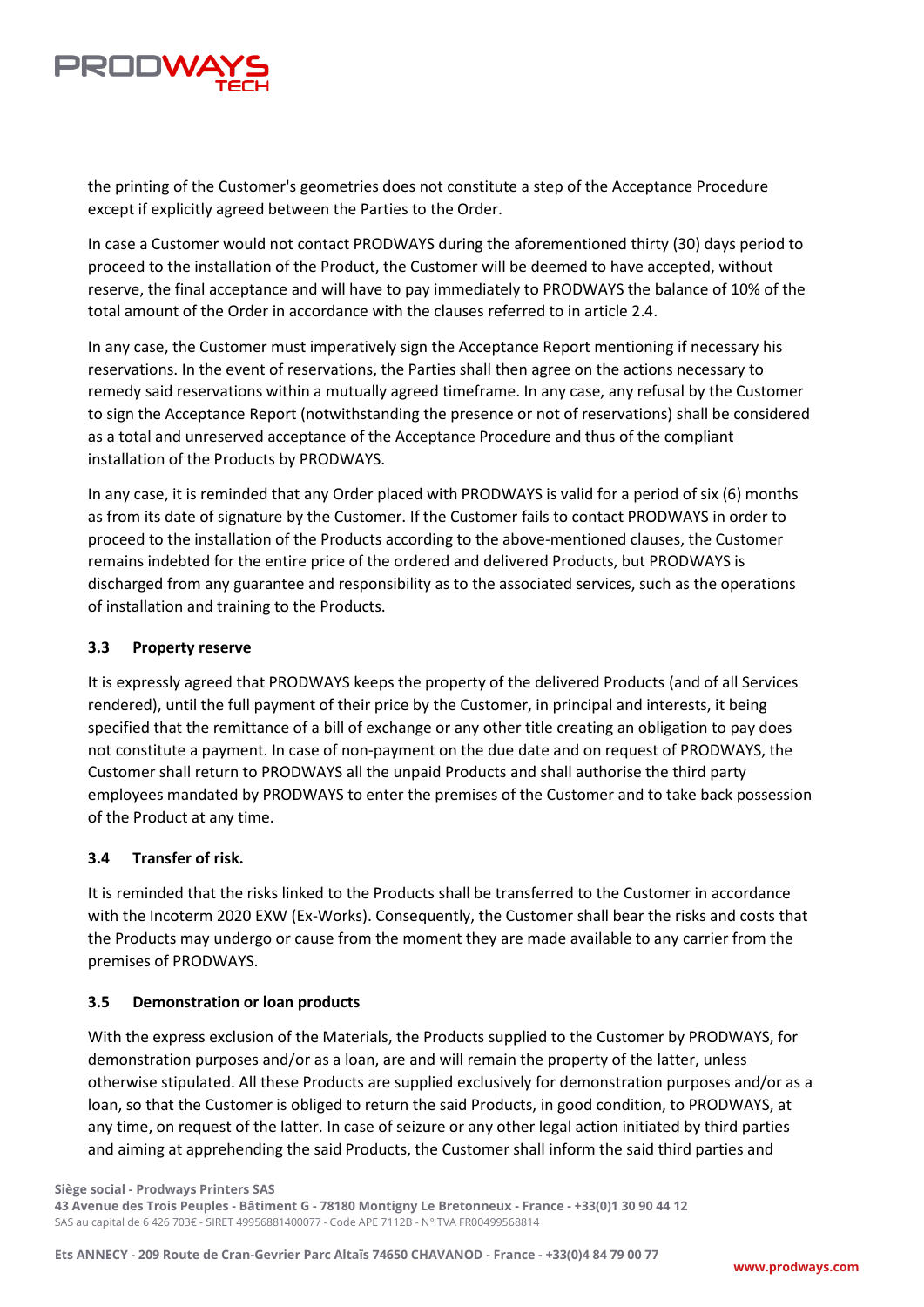the printing of the Customer's geometries does not constitute a step of the Acceptance Procedure except if explicitly agreed between the Parties to the Order.

In case a Customer would not contact PRODWAYS during the aforementioned thirty (30) days period to proceed to the installation of the Product, the Customer will be deemed to have accepted, without reserve, the final acceptance and will have to pay immediately to PRODWAYS the balance of 10% of the total amount of the Order in accordance with the clauses referred to in article 2.4.

In any case, the Customer must imperatively sign the Acceptance Report mentioning if necessary his reservations. In the event of reservations, the Parties shall then agree on the actions necessary to remedy said reservations within a mutually agreed timeframe. In any case, any refusal by the Customer to sign the Acceptance Report (notwithstanding the presence or not of reservations) shall be considered as a total and unreserved acceptance of the Acceptance Procedure and thus of the compliant installation of the Products by PRODWAYS.

In any case, it is reminded that any Order placed with PRODWAYS is valid for a period of six (6) months as from its date of signature by the Customer. If the Customer fails to contact PRODWAYS in order to proceed to the installation of the Products according to the above-mentioned clauses, the Customer remains indebted for the entire price of the ordered and delivered Products, but PRODWAYS is discharged from any guarantee and responsibility as to the associated services, such as the operations of installation and training to the Products.

### 3.3 Property reserve

It is expressly agreed that PRODWAYS keeps the property of the delivered Products (and of all Services rendered), until the full payment of their price by the Customer, in principal and interests, it being specified that the remittance of a bill of exchange or any other title creating an obligation to pay does not constitute a payment. In case of non-payment on the due date and on request of PRODWAYS, the Customer shall return to PRODWAYS all the unpaid Products and shall authorise the third party employees mandated by PRODWAYS to enter the premises of the Customer and to take back possession of the Product at any time.

### 3.4 Transfer of risk.

It is reminded that the risks linked to the Products shall be transferred to the Customer in accordance with the Incoterm 2020 EXW (Ex-Works). Consequently, the Customer shall bear the risks and costs that the Products may undergo or cause from the moment they are made available to any carrier from the premises of PRODWAYS.

### 3.5 Demonstration or loan products

With the express exclusion of the Materials, the Products supplied to the Customer by PRODWAYS, for demonstration purposes and/or as a loan, are and will remain the property of the latter, unless otherwise stipulated. All these Products are supplied exclusively for demonstration purposes and/or as a loan, so that the Customer is obliged to return the said Products, in good condition, to PRODWAYS, at any time, on request of the latter. In case of seizure or any other legal action initiated by third parties and aiming at apprehending the said Products, the Customer shall inform the said third parties and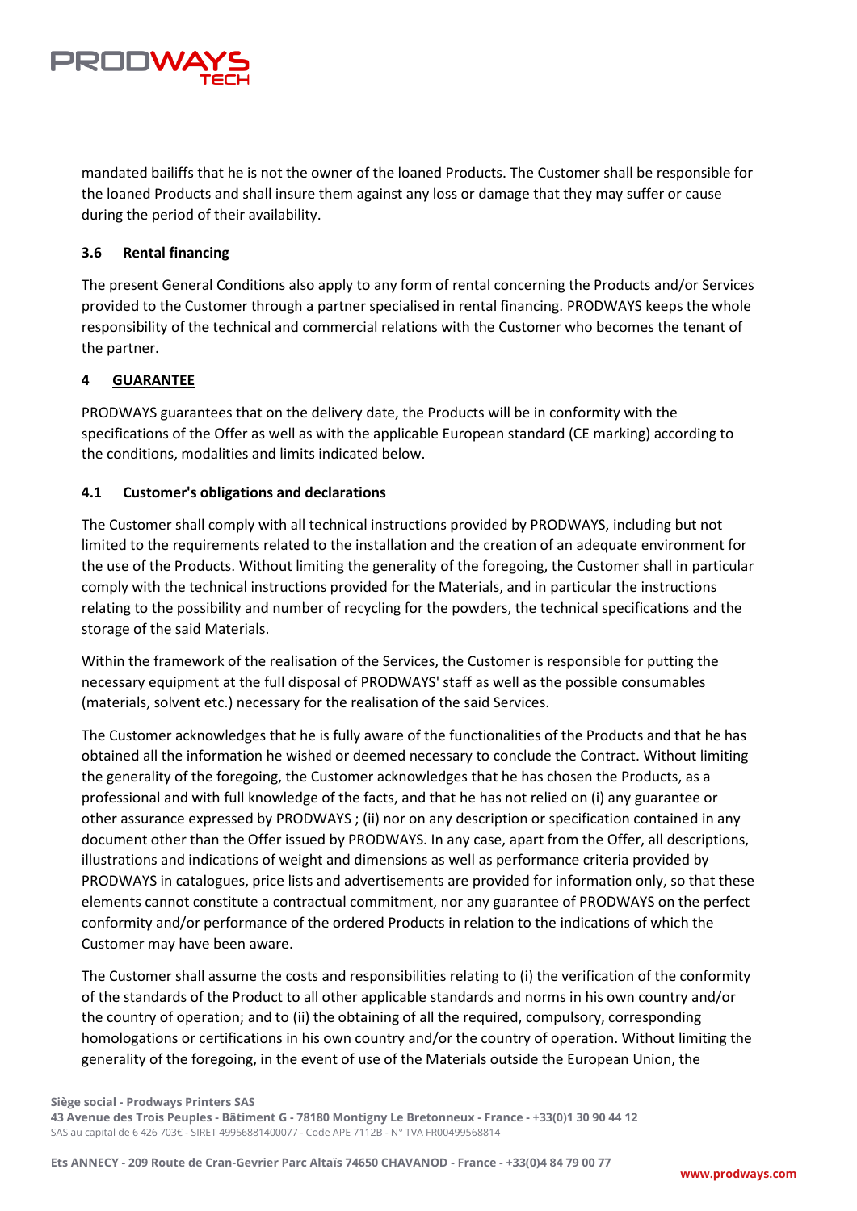mandated bailiffs that he is not the owner of the loaned Products. The Customer shall be responsible for the loaned Products and shall insure them against any loss or damage that they may suffer or cause during the period of their availability.

### 3.6 Rental financing

The present General Conditions also apply to any form of rental concerning the Products and/or Services provided to the Customer through a partner specialised in rental financing. PRODWAYS keeps the whole responsibility of the technical and commercial relations with the Customer who becomes the tenant of the partner.

## 4 GUARANTEE

PRODWAYS guarantees that on the delivery date, the Products will be in conformity with the specifications of the Offer as well as with the applicable European standard (CE marking) according to the conditions, modalities and limits indicated below.

### 4.1 Customer's obligations and declarations

The Customer shall comply with all technical instructions provided by PRODWAYS, including but not limited to the requirements related to the installation and the creation of an adequate environment for the use of the Products. Without limiting the generality of the foregoing, the Customer shall in particular comply with the technical instructions provided for the Materials, and in particular the instructions relating to the possibility and number of recycling for the powders, the technical specifications and the storage of the said Materials.

Within the framework of the realisation of the Services, the Customer is responsible for putting the necessary equipment at the full disposal of PRODWAYS' staff as well as the possible consumables (materials, solvent etc.) necessary for the realisation of the said Services.

The Customer acknowledges that he is fully aware of the functionalities of the Products and that he has obtained all the information he wished or deemed necessary to conclude the Contract. Without limiting the generality of the foregoing, the Customer acknowledges that he has chosen the Products, as a professional and with full knowledge of the facts, and that he has not relied on (i) any guarantee or other assurance expressed by PRODWAYS ; (ii) nor on any description or specification contained in any document other than the Offer issued by PRODWAYS. In any case, apart from the Offer, all descriptions, illustrations and indications of weight and dimensions as well as performance criteria provided by PRODWAYS in catalogues, price lists and advertisements are provided for information only, so that these elements cannot constitute a contractual commitment, nor any guarantee of PRODWAYS on the perfect conformity and/or performance of the ordered Products in relation to the indications of which the Customer may have been aware.

The Customer shall assume the costs and responsibilities relating to (i) the verification of the conformity of the standards of the Product to all other applicable standards and norms in his own country and/or the country of operation; and to (ii) the obtaining of all the required, compulsory, corresponding homologations or certifications in his own country and/or the country of operation. Without limiting the generality of the foregoing, in the event of use of the Materials outside the European Union, the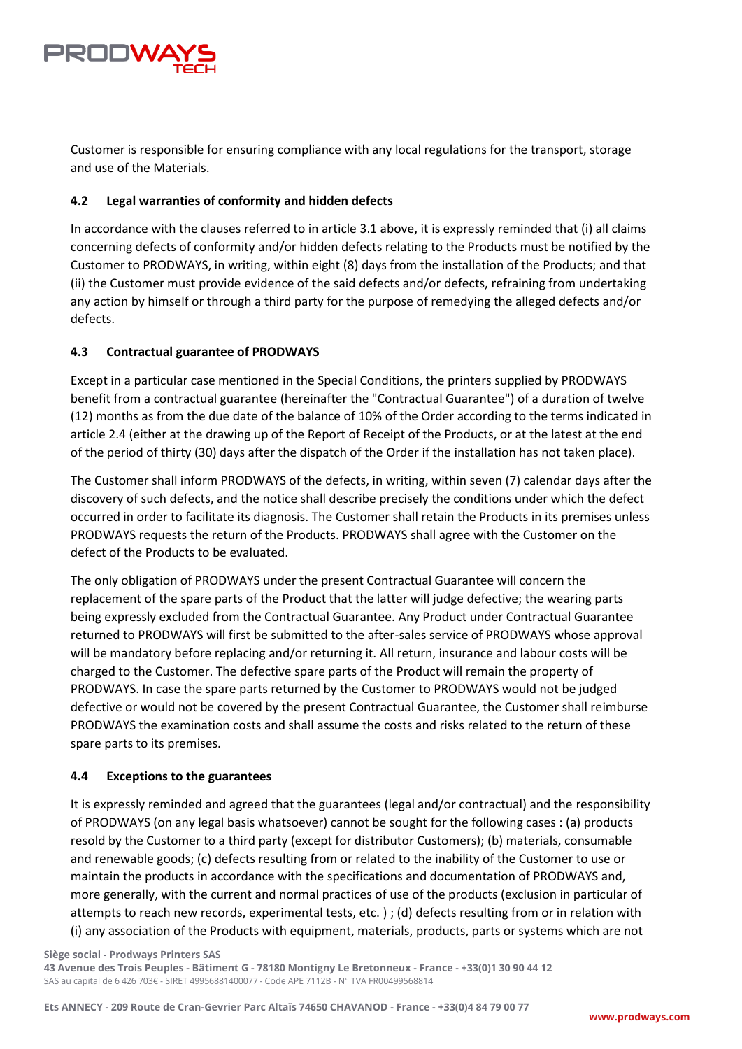Customer is responsible for ensuring compliance with any local regulations for the transport, storage and use of the Materials.

### 4.2 Legal warranties of conformity and hidden defects

In accordance with the clauses referred to in article 3.1 above, it is expressly reminded that (i) all claims concerning defects of conformity and/or hidden defects relating to the Products must be notified by the Customer to PRODWAYS, in writing, within eight (8) days from the installation of the Products; and that (ii) the Customer must provide evidence of the said defects and/or defects, refraining from undertaking any action by himself or through a third party for the purpose of remedying the alleged defects and/or defects.

### 4.3 Contractual guarantee of PRODWAYS

Except in a particular case mentioned in the Special Conditions, the printers supplied by PRODWAYS benefit from a contractual guarantee (hereinafter the "Contractual Guarantee") of a duration of twelve (12) months as from the due date of the balance of 10% of the Order according to the terms indicated in article 2.4 (either at the drawing up of the Report of Receipt of the Products, or at the latest at the end of the period of thirty (30) days after the dispatch of the Order if the installation has not taken place).

The Customer shall inform PRODWAYS of the defects, in writing, within seven (7) calendar days after the discovery of such defects, and the notice shall describe precisely the conditions under which the defect occurred in order to facilitate its diagnosis. The Customer shall retain the Products in its premises unless PRODWAYS requests the return of the Products. PRODWAYS shall agree with the Customer on the defect of the Products to be evaluated.

The only obligation of PRODWAYS under the present Contractual Guarantee will concern the replacement of the spare parts of the Product that the latter will judge defective; the wearing parts being expressly excluded from the Contractual Guarantee. Any Product under Contractual Guarantee returned to PRODWAYS will first be submitted to the after-sales service of PRODWAYS whose approval will be mandatory before replacing and/or returning it. All return, insurance and labour costs will be charged to the Customer. The defective spare parts of the Product will remain the property of PRODWAYS. In case the spare parts returned by the Customer to PRODWAYS would not be judged defective or would not be covered by the present Contractual Guarantee, the Customer shall reimburse PRODWAYS the examination costs and shall assume the costs and risks related to the return of these spare parts to its premises.

### 4.4 Exceptions to the guarantees

It is expressly reminded and agreed that the guarantees (legal and/or contractual) and the responsibility of PRODWAYS (on any legal basis whatsoever) cannot be sought for the following cases : (a) products resold by the Customer to a third party (except for distributor Customers); (b) materials, consumable and renewable goods; (c) defects resulting from or related to the inability of the Customer to use or maintain the products in accordance with the specifications and documentation of PRODWAYS and, more generally, with the current and normal practices of use of the products (exclusion in particular of attempts to reach new records, experimental tests, etc. ) ; (d) defects resulting from or in relation with (i) any association of the Products with equipment, materials, products, parts or systems which are not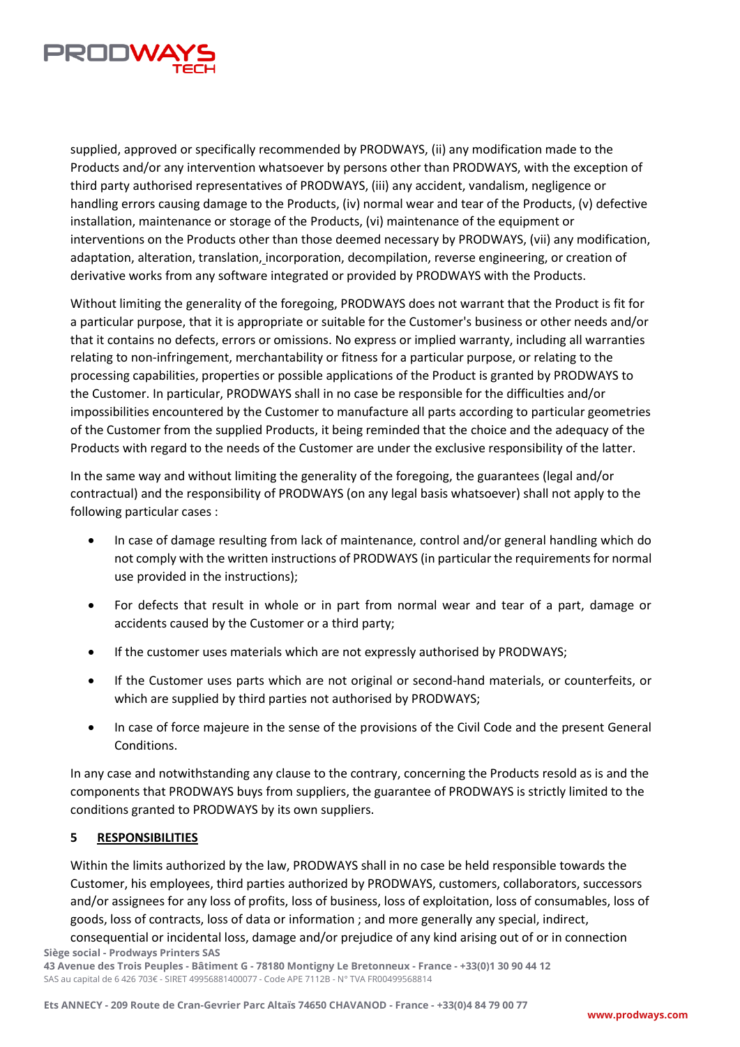supplied, approved or specifically recommended by PRODWAYS, (ii) any modification made to the Products and/or any intervention whatsoever by persons other than PRODWAYS, with the exception of third party authorised representatives of PRODWAYS, (iii) any accident, vandalism, negligence or handling errors causing damage to the Products, (iv) normal wear and tear of the Products, (v) defective installation, maintenance or storage of the Products, (vi) maintenance of the equipment or interventions on the Products other than those deemed necessary by PRODWAYS, (vii) any modification, adaptation, alteration, translation, incorporation, decompilation, reverse engineering, or creation of derivative works from any software integrated or provided by PRODWAYS with the Products.

Without limiting the generality of the foregoing, PRODWAYS does not warrant that the Product is fit for a particular purpose, that it is appropriate or suitable for the Customer's business or other needs and/or that it contains no defects, errors or omissions. No express or implied warranty, including all warranties relating to non-infringement, merchantability or fitness for a particular purpose, or relating to the processing capabilities, properties or possible applications of the Product is granted by PRODWAYS to the Customer. In particular, PRODWAYS shall in no case be responsible for the difficulties and/or impossibilities encountered by the Customer to manufacture all parts according to particular geometries of the Customer from the supplied Products, it being reminded that the choice and the adequacy of the Products with regard to the needs of the Customer are under the exclusive responsibility of the latter.

In the same way and without limiting the generality of the foregoing, the guarantees (legal and/or contractual) and the responsibility of PRODWAYS (on any legal basis whatsoever) shall not apply to the following particular cases :

- In case of damage resulting from lack of maintenance, control and/or general handling which do not comply with the written instructions of PRODWAYS (in particular the requirements for normal use provided in the instructions);
- For defects that result in whole or in part from normal wear and tear of a part, damage or accidents caused by the Customer or a third party;
- If the customer uses materials which are not expressly authorised by PRODWAYS;
- If the Customer uses parts which are not original or second-hand materials, or counterfeits, or which are supplied by third parties not authorised by PRODWAYS;
- In case of force majeure in the sense of the provisions of the Civil Code and the present General Conditions.

In any case and notwithstanding any clause to the contrary, concerning the Products resold as is and the components that PRODWAYS buys from suppliers, the guarantee of PRODWAYS is strictly limited to the conditions granted to PRODWAYS by its own suppliers.

## 5 RESPONSIBILITIES

Within the limits authorized by the law, PRODWAYS shall in no case be held responsible towards the Customer, his employees, third parties authorized by PRODWAYS, customers, collaborators, successors and/or assignees for any loss of profits, loss of business, loss of exploitation, loss of consumables, loss of goods, loss of contracts, loss of data or information ; and more generally any special, indirect, consequential or incidental loss, damage and/or prejudice of any kind arising out of or in connection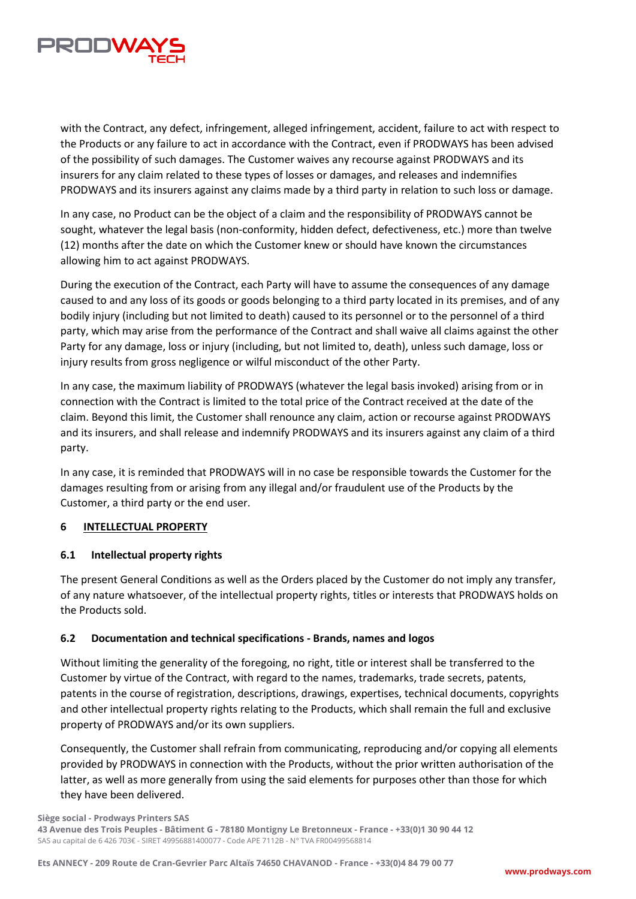with the Contract, any defect, infringement, alleged infringement, accident, failure to act with respect to the Products or any failure to act in accordance with the Contract, even if PRODWAYS has been advised of the possibility of such damages. The Customer waives any recourse against PRODWAYS and its insurers for any claim related to these types of losses or damages, and releases and indemnifies PRODWAYS and its insurers against any claims made by a third party in relation to such loss or damage.

In any case, no Product can be the object of a claim and the responsibility of PRODWAYS cannot be sought, whatever the legal basis (non-conformity, hidden defect, defectiveness, etc.) more than twelve (12) months after the date on which the Customer knew or should have known the circumstances allowing him to act against PRODWAYS.

During the execution of the Contract, each Party will have to assume the consequences of any damage caused to and any loss of its goods or goods belonging to a third party located in its premises, and of any bodily injury (including but not limited to death) caused to its personnel or to the personnel of a third party, which may arise from the performance of the Contract and shall waive all claims against the other Party for any damage, loss or injury (including, but not limited to, death), unless such damage, loss or injury results from gross negligence or wilful misconduct of the other Party.

In any case, the maximum liability of PRODWAYS (whatever the legal basis invoked) arising from or in connection with the Contract is limited to the total price of the Contract received at the date of the claim. Beyond this limit, the Customer shall renounce any claim, action or recourse against PRODWAYS and its insurers, and shall release and indemnify PRODWAYS and its insurers against any claim of a third party.

In any case, it is reminded that PRODWAYS will in no case be responsible towards the Customer for the damages resulting from or arising from any illegal and/or fraudulent use of the Products by the Customer, a third party or the end user.

## 6 INTELLECTUAL PROPERTY

### 6.1 Intellectual property rights

The present General Conditions as well as the Orders placed by the Customer do not imply any transfer, of any nature whatsoever, of the intellectual property rights, titles or interests that PRODWAYS holds on the Products sold.

### 6.2 Documentation and technical specifications - Brands, names and logos

Without limiting the generality of the foregoing, no right, title or interest shall be transferred to the Customer by virtue of the Contract, with regard to the names, trademarks, trade secrets, patents, patents in the course of registration, descriptions, drawings, expertises, technical documents, copyrights and other intellectual property rights relating to the Products, which shall remain the full and exclusive property of PRODWAYS and/or its own suppliers.

Consequently, the Customer shall refrain from communicating, reproducing and/or copying all elements provided by PRODWAYS in connection with the Products, without the prior written authorisation of the latter, as well as more generally from using the said elements for purposes other than those for which they have been delivered.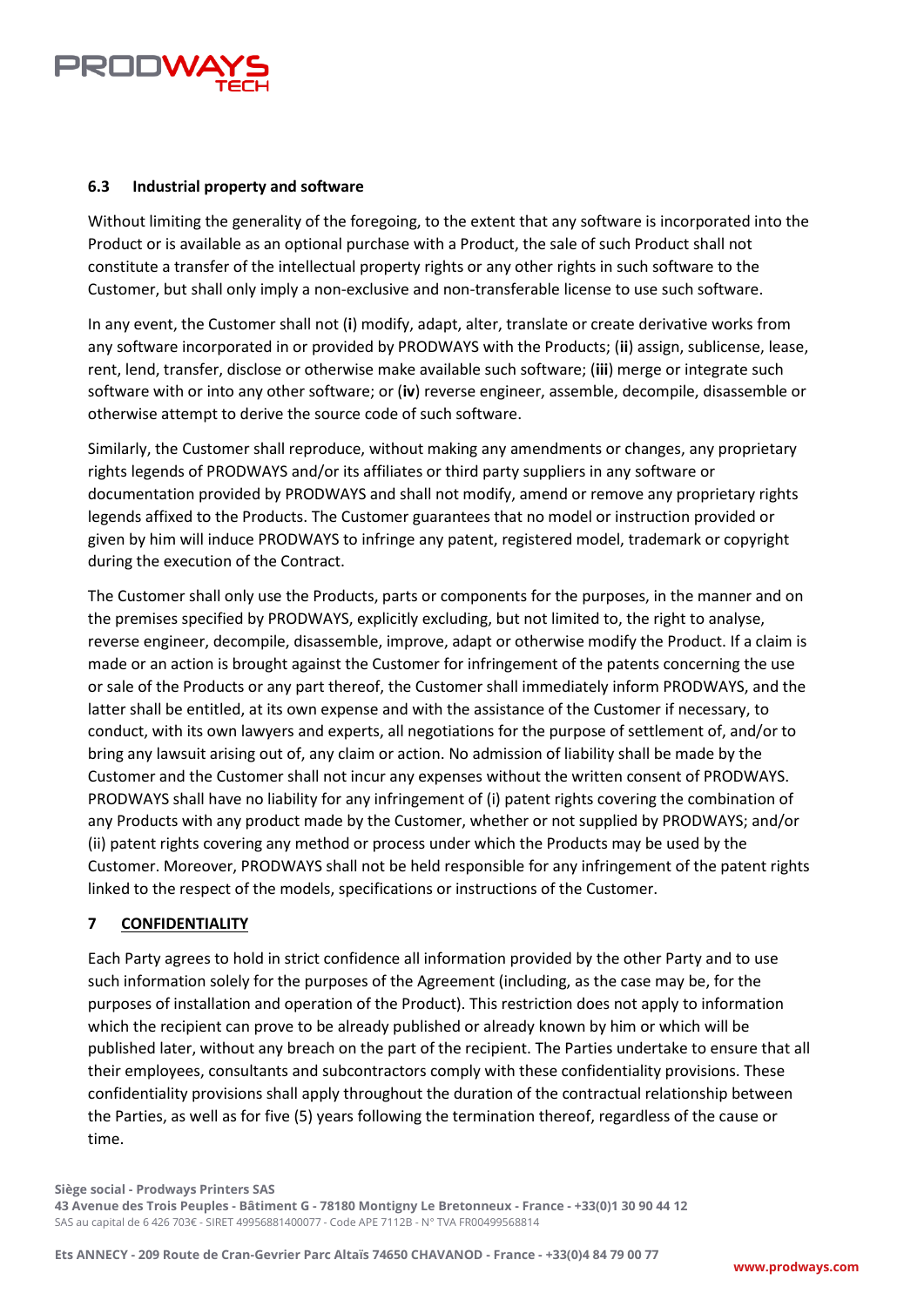### 6.3 Industrial property and software

Without limiting the generality of the foregoing, to the extent that any software is incorporated into the Product or is available as an optional purchase with a Product, the sale of such Product shall not constitute a transfer of the intellectual property rights or any other rights in such software to the Customer, but shall only imply a non-exclusive and non-transferable license to use such software.

In any event, the Customer shall not (**i**) modify, adapt, alter, translate or create derivative works from any software incorporated in or provided by PRODWAYS with the Products; (**ii**) assign, sublicense, lease, rent, lend, transfer, disclose or otherwise make available such software; (**iii**) merge or integrate such software with or into any other software; or (**iv**) reverse engineer, assemble, decompile, disassemble or otherwise attempt to derive the source code of such software.

Similarly, the Customer shall reproduce, without making any amendments or changes, any proprietary rights legends of PRODWAYS and/or its affiliates or third party suppliers in any software or documentation provided by PRODWAYS and shall not modify, amend or remove any proprietary rights legends affixed to the Products. The Customer guarantees that no model or instruction provided or given by him will induce PRODWAYS to infringe any patent, registered model, trademark or copyright during the execution of the Contract.

The Customer shall only use the Products, parts or components for the purposes, in the manner and on the premises specified by PRODWAYS, explicitly excluding, but not limited to, the right to analyse, reverse engineer, decompile, disassemble, improve, adapt or otherwise modify the Product. If a claim is made or an action is brought against the Customer for infringement of the patents concerning the use or sale of the Products or any part thereof, the Customer shall immediately inform PRODWAYS, and the latter shall be entitled, at its own expense and with the assistance of the Customer if necessary, to conduct, with its own lawyers and experts, all negotiations for the purpose of settlement of, and/or to bring any lawsuit arising out of, any claim or action. No admission of liability shall be made by the Customer and the Customer shall not incur any expenses without the written consent of PRODWAYS. PRODWAYS shall have no liability for any infringement of (i) patent rights covering the combination of any Products with any product made by the Customer, whether or not supplied by PRODWAYS; and/or (ii) patent rights covering any method or process under which the Products may be used by the Customer. Moreover, PRODWAYS shall not be held responsible for any infringement of the patent rights linked to the respect of the models, specifications or instructions of the Customer.

## 7 CONFIDENTIALITY

Each Party agrees to hold in strict confidence all information provided by the other Party and to use such information solely for the purposes of the Agreement (including, as the case may be, for the purposes of installation and operation of the Product). This restriction does not apply to information which the recipient can prove to be already published or already known by him or which will be published later, without any breach on the part of the recipient. The Parties undertake to ensure that all their employees, consultants and subcontractors comply with these confidentiality provisions. These confidentiality provisions shall apply throughout the duration of the contractual relationship between the Parties, as well as for five (5) years following the termination thereof, regardless of the cause or time.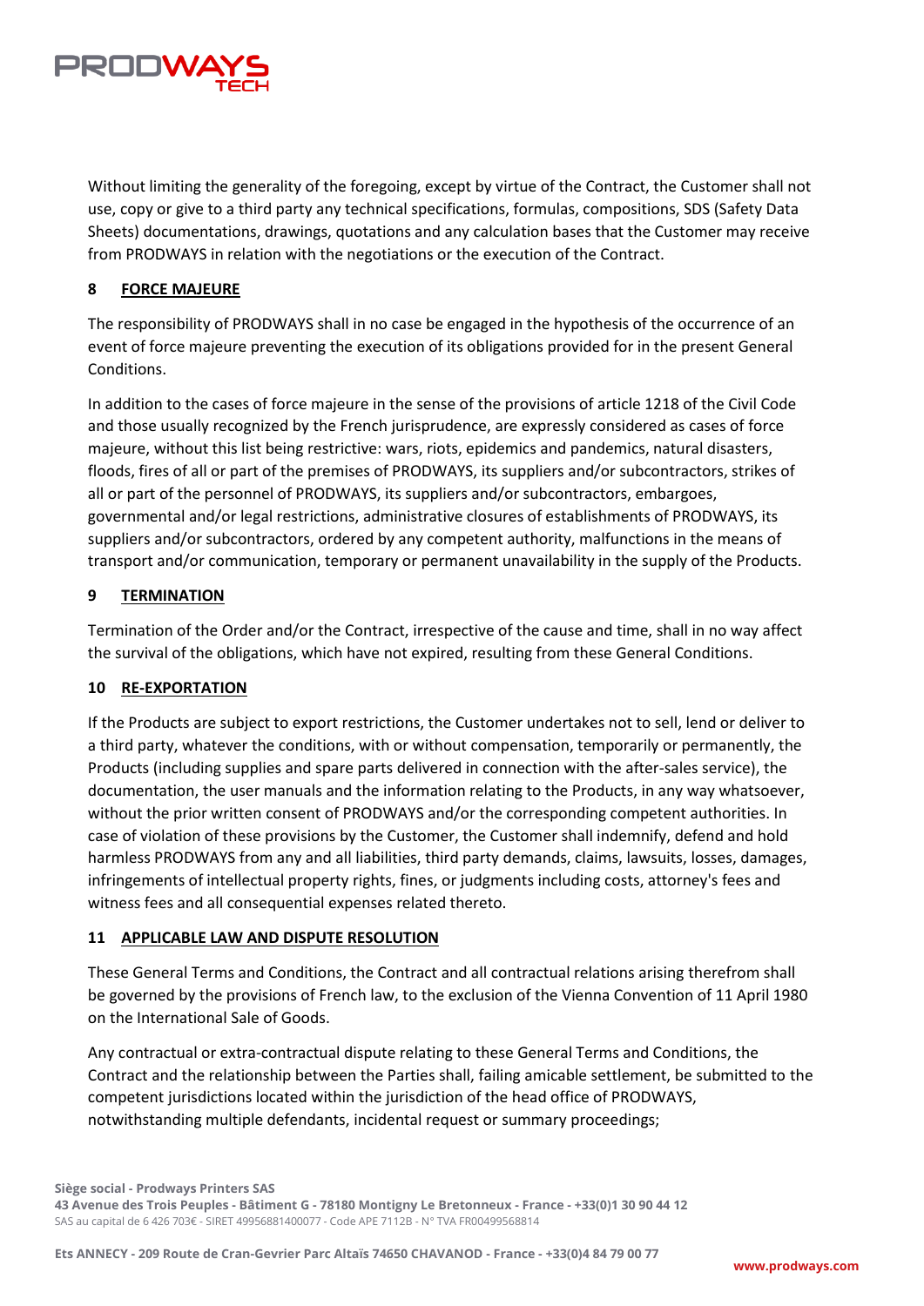Without limiting the generality of the foregoing, except by virtue of the Contract, the Customer shall not use, copy or give to a third party any technical specifications, formulas, compositions, SDS (Safety Data Sheets) documentations, drawings, quotations and any calculation bases that the Customer may receive from PRODWAYS in relation with the negotiations or the execution of the Contract.

## 8 FORCE MAJEURE

The responsibility of PRODWAYS shall in no case be engaged in the hypothesis of the occurrence of an event of force majeure preventing the execution of its obligations provided for in the present General Conditions.

In addition to the cases of force majeure in the sense of the provisions of article 1218 of the Civil Code and those usually recognized by the French jurisprudence, are expressly considered as cases of force majeure, without this list being restrictive: wars, riots, epidemics and pandemics, natural disasters, floods, fires of all or part of the premises of PRODWAYS, its suppliers and/or subcontractors, strikes of all or part of the personnel of PRODWAYS, its suppliers and/or subcontractors, embargoes, governmental and/or legal restrictions, administrative closures of establishments of PRODWAYS, its suppliers and/or subcontractors, ordered by any competent authority, malfunctions in the means of transport and/or communication, temporary or permanent unavailability in the supply of the Products.

## 9 TERMINATION

Termination of the Order and/or the Contract, irrespective of the cause and time, shall in no way affect the survival of the obligations, which have not expired, resulting from these General Conditions.

## 10 RE-EXPORTATION

If the Products are subject to export restrictions, the Customer undertakes not to sell, lend or deliver to a third party, whatever the conditions, with or without compensation, temporarily or permanently, the Products (including supplies and spare parts delivered in connection with the after-sales service), the documentation, the user manuals and the information relating to the Products, in any way whatsoever, without the prior written consent of PRODWAYS and/or the corresponding competent authorities. In case of violation of these provisions by the Customer, the Customer shall indemnify, defend and hold harmless PRODWAYS from any and all liabilities, third party demands, claims, lawsuits, losses, damages, infringements of intellectual property rights, fines, or judgments including costs, attorney's fees and witness fees and all consequential expenses related thereto.

## 11 APPLICABLE LAW AND DISPUTE RESOLUTION

These General Terms and Conditions, the Contract and all contractual relations arising therefrom shall be governed by the provisions of French law, to the exclusion of the Vienna Convention of 11 April 1980 on the International Sale of Goods.

Any contractual or extra-contractual dispute relating to these General Terms and Conditions, the Contract and the relationship between the Parties shall, failing amicable settlement, be submitted to the competent jurisdictions located within the jurisdiction of the head office of PRODWAYS, notwithstanding multiple defendants, incidental request or summary proceedings;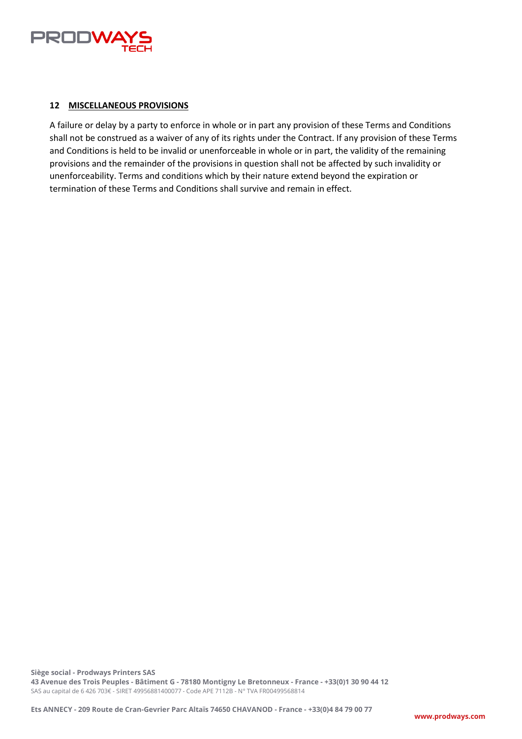## 12 MISCELLANEOUS PROVISIONS

A failure or delay by a party to enforce in whole or in part any provision of these Terms and Conditions shall not be construed as a waiver of any of its rights under the Contract. If any provision of these Terms and Conditions is held to be invalid or unenforceable in whole or in part, the validity of the remaining provisions and the remainder of the provisions in question shall not be affected by such invalidity or unenforceability. Terms and conditions which by their nature extend beyond the expiration or termination of these Terms and Conditions shall survive and remain in effect.